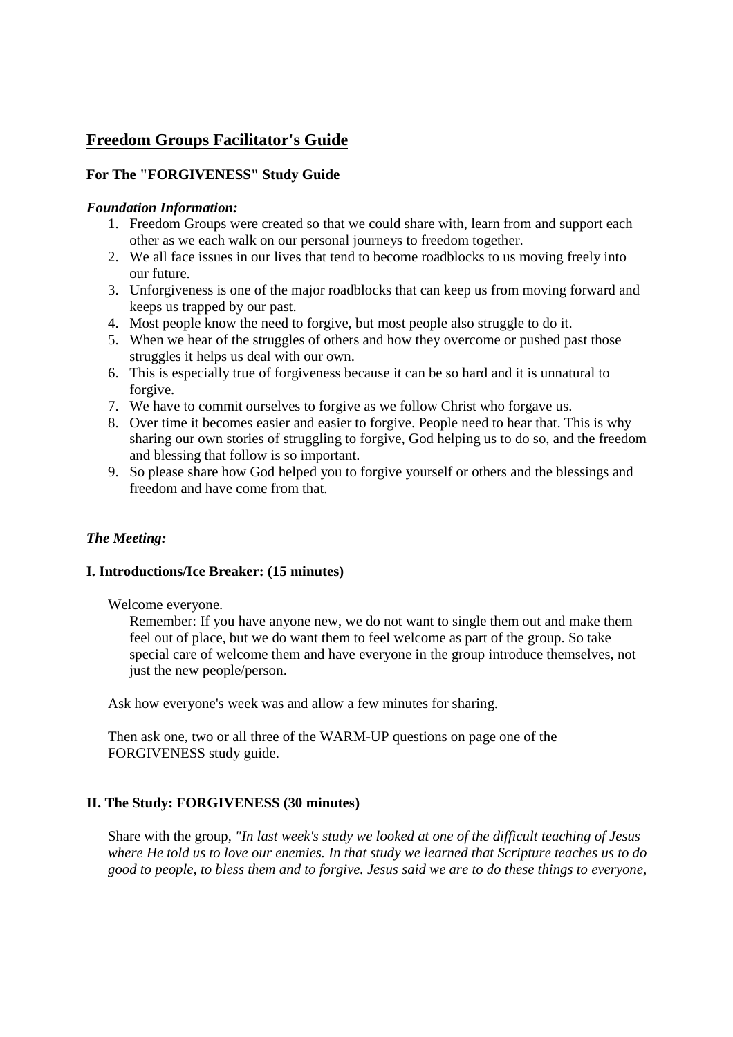# Freedom Groups Facilitator's Guide

**For The "FORGIVENESS" Study Guide**

***Foundation Information:***

1. Freedom Groups were created so that we could share with, learn from and support each other as we each walk on our personal journeys to freedom together.
2. We all face issues in our lives that tend to become roadblocks to us moving freely into our future.
3. Unforgiveness is one of the major roadblocks that can keep us from moving forward and keeps us trapped by our past.
4. Most people know the need to forgive, but most people also struggle to do it.
5. When we hear of the struggles of others and how they overcome or pushed past those struggles it helps us deal with our own.
6. This is especially true of forgiveness because it can be so hard and it is unnatural to forgive.
7. We have to commit ourselves to forgive as we follow Christ who forgave us.
8. Over time it becomes easier and easier to forgive. People need to hear that. This is why sharing our own stories of struggling to forgive, God helping us to do so, and the freedom and blessing that follow is so important.
9. So please share how God helped you to forgive yourself or others and the blessings and freedom and have come from that.

***The Meeting:***

**I. Introductions/Ice Breaker: (15 minutes)**

Welcome everyone.

Remember: If you have anyone new, we do not want to single them out and make them feel out of place, but we do want them to feel welcome as part of the group. So take special care of welcome them and have everyone in the group introduce themselves, not just the new people/person.

Ask how everyone's week was and allow a few minutes for sharing.

Then ask one, two or all three of the WARM-UP questions on page one of the FORGIVENESS study guide.

**II. The Study: FORGIVENESS (30 minutes)**

Share with the group, *"In last week's study we looked at one of the difficult teaching of Jesus where He told us to love our enemies. In that study we learned that Scripture teaches us to do good to people, to bless them and to forgive. Jesus said we are to do these things to everyone,*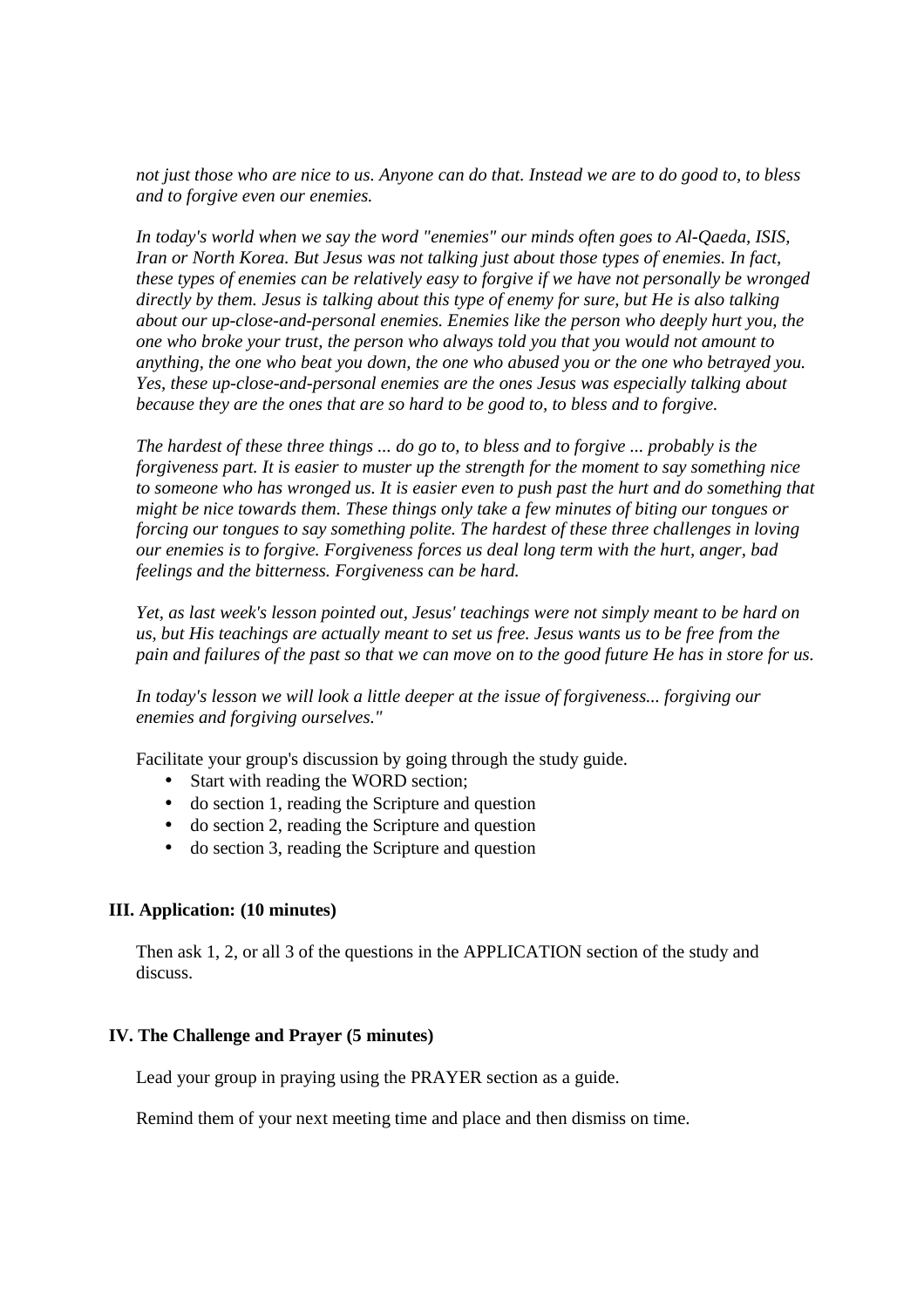*not just those who are nice to us. Anyone can do that. Instead we are to do good to, to bless and to forgive even our enemies.*

*In today's world when we say the word "enemies" our minds often goes to Al-Qaeda, ISIS, Iran or North Korea. But Jesus was not talking just about those types of enemies. In fact, these types of enemies can be relatively easy to forgive if we have not personally be wronged directly by them. Jesus is talking about this type of enemy for sure, but He is also talking about our up-close-and-personal enemies. Enemies like the person who deeply hurt you, the one who broke your trust, the person who always told you that you would not amount to anything, the one who beat you down, the one who abused you or the one who betrayed you. Yes, these up-close-and-personal enemies are the ones Jesus was especially talking about because they are the ones that are so hard to be good to, to bless and to forgive.*

*The hardest of these three things ... do go to, to bless and to forgive ... probably is the forgiveness part. It is easier to muster up the strength for the moment to say something nice to someone who has wronged us. It is easier even to push past the hurt and do something that might be nice towards them. These things only take a few minutes of biting our tongues or forcing our tongues to say something polite. The hardest of these three challenges in loving our enemies is to forgive. Forgiveness forces us deal long term with the hurt, anger, bad feelings and the bitterness. Forgiveness can be hard.*

*Yet, as last week's lesson pointed out, Jesus' teachings were not simply meant to be hard on us, but His teachings are actually meant to set us free. Jesus wants us to be free from the pain and failures of the past so that we can move on to the good future He has in store for us.*

*In today's lesson we will look a little deeper at the issue of forgiveness... forgiving our enemies and forgiving ourselves."*

Facilitate your group's discussion by going through the study guide.

- Start with reading the WORD section;
- do section 1, reading the Scripture and question
- do section 2, reading the Scripture and question
- do section 3, reading the Scripture and question

**III. Application: (10 minutes)**

Then ask 1, 2, or all 3 of the questions in the APPLICATION section of the study and discuss.

**IV. The Challenge and Prayer (5 minutes)**

Lead your group in praying using the PRAYER section as a guide.

Remind them of your next meeting time and place and then dismiss on time.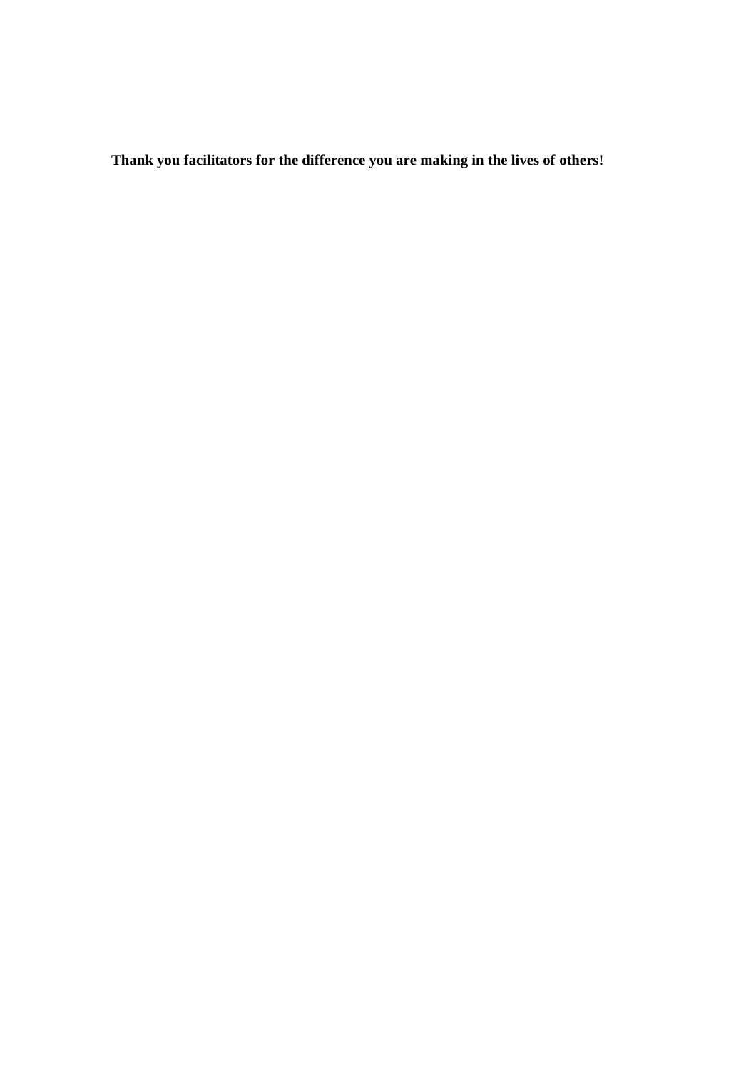**Thank you facilitators for the difference you are making in the lives of others!**